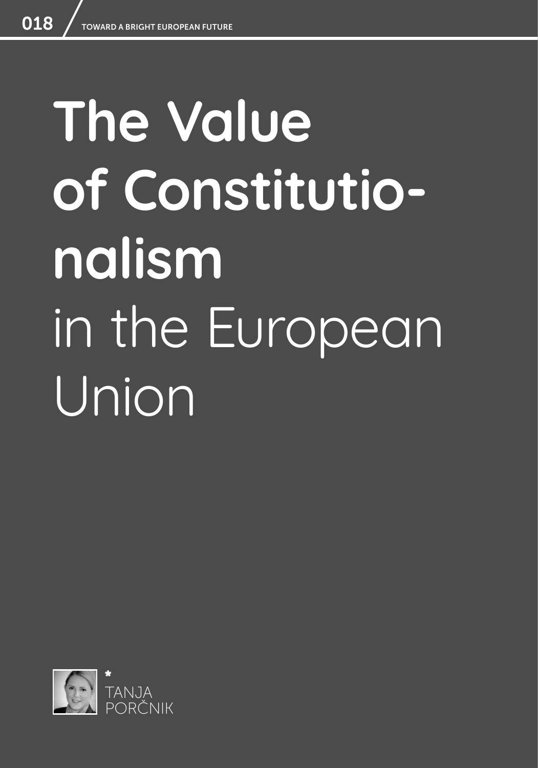# The Value of Constitutionalism in the European Union

*
TANJA
PORČNIK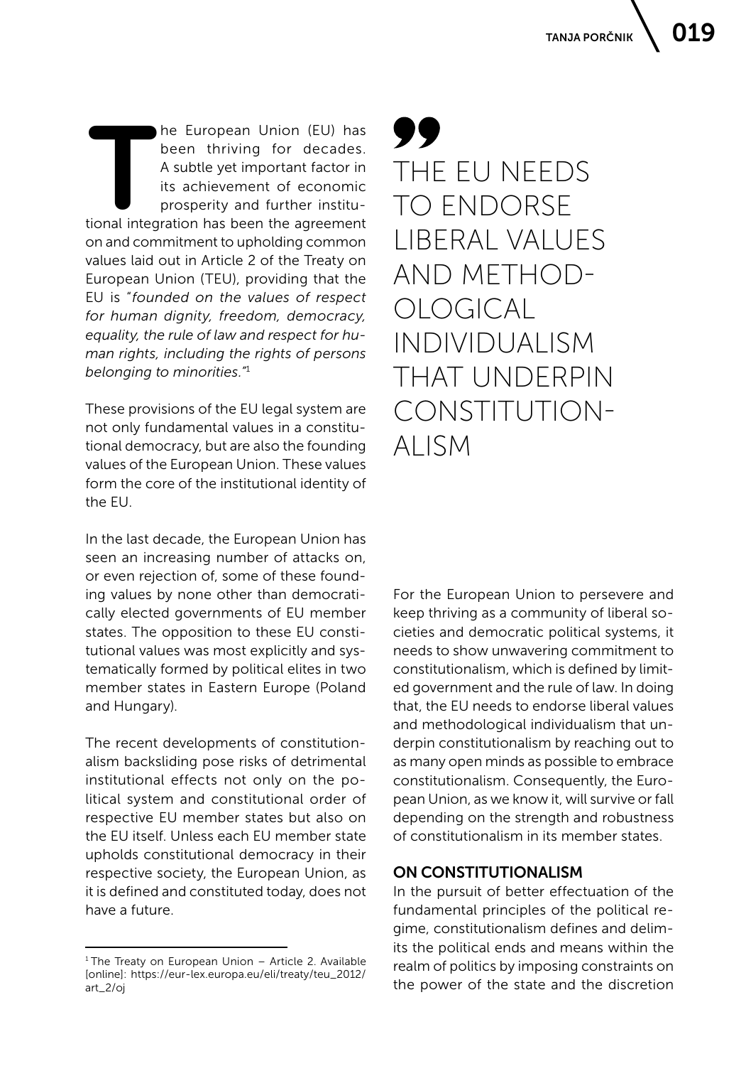The European Union (EU) has been thriving for decades. A subtle yet important factor in its achievement of economic prosperity and further institutional integration has been the agreement on and commitment to upholding common values laid out in Article 2 of the Treaty on European Union (TEU), providing that the EU is "*founded on the values of respect for human dignity, freedom, democracy, equality, the rule of law and respect for human rights, including the rights of persons belonging to minorities.*"[1]

These provisions of the EU legal system are not only fundamental values in a constitutional democracy, but are also the founding values of the European Union. These values form the core of the institutional identity of the EU.

In the last decade, the European Union has seen an increasing number of attacks on, or even rejection of, some of these founding values by none other than democratically elected governments of EU member states. The opposition to these EU constitutional values was most explicitly and systematically formed by political elites in two member states in Eastern Europe (Poland and Hungary).

The recent developments of constitutionalism backsliding pose risks of detrimental institutional effects not only on the political system and constitutional order of respective EU member states but also on the EU itself. Unless each EU member state upholds constitutional democracy in their respective society, the European Union, as it is defined and constituted today, does not have a future.

> THE EU NEEDS TO ENDORSE LIBERAL VALUES AND METHODOLOGICAL INDIVIDUALISM THAT UNDERPIN CONSTITUTIONALISM

For the European Union to persevere and keep thriving as a community of liberal societies and democratic political systems, it needs to show unwavering commitment to constitutionalism, which is defined by limited government and the rule of law. In doing that, the EU needs to endorse liberal values and methodological individualism that underpin constitutionalism by reaching out to as many open minds as possible to embrace constitutionalism. Consequently, the European Union, as we know it, will survive or fall depending on the strength and robustness of constitutionalism in its member states.

## ON CONSTITUTIONALISM

In the pursuit of better effectuation of the fundamental principles of the political regime, constitutionalism defines and delimits the political ends and means within the realm of politics by imposing constraints on the power of the state and the discretion

---

[1] The Treaty on European Union – Article 2. Available [online]: https://eur-lex.europa.eu/eli/treaty/teu_2012/art_2/oj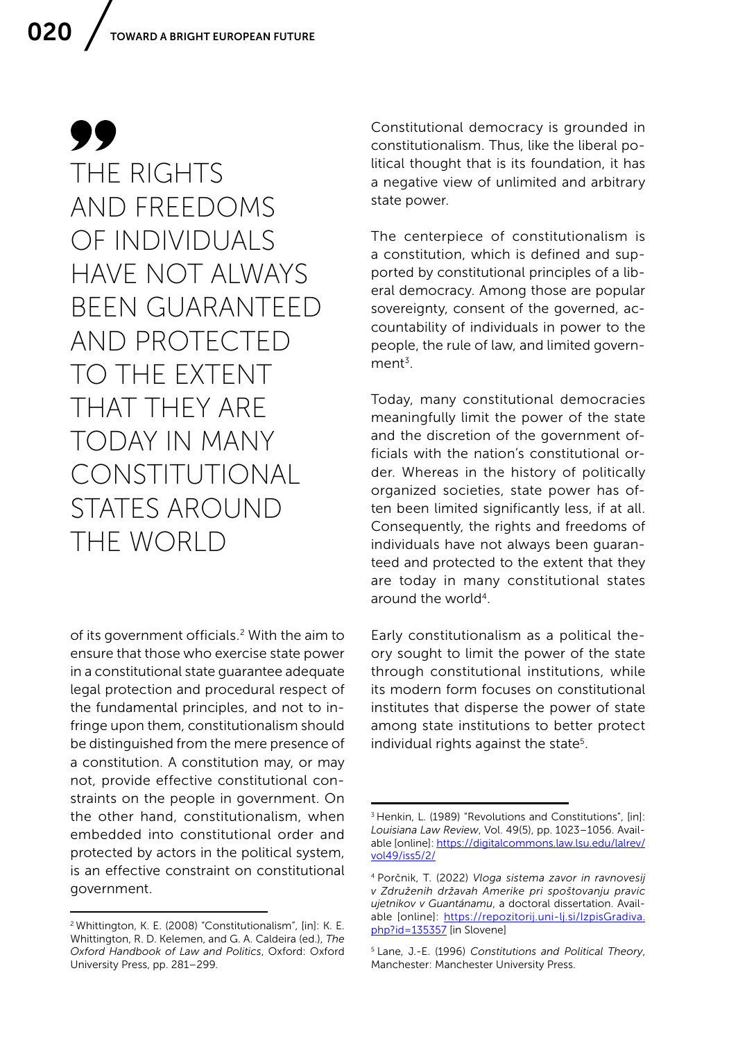> THE RIGHTS AND FREEDOMS OF INDIVIDUALS HAVE NOT ALWAYS BEEN GUARANTEED AND PROTECTED TO THE EXTENT THAT THEY ARE TODAY IN MANY CONSTITUTIONAL STATES AROUND THE WORLD

of its government officials.[2] With the aim to ensure that those who exercise state power in a constitutional state guarantee adequate legal protection and procedural respect of the fundamental principles, and not to infringe upon them, constitutionalism should be distinguished from the mere presence of a constitution. A constitution may, or may not, provide effective constitutional constraints on the people in government. On the other hand, constitutionalism, when embedded into constitutional order and protected by actors in the political system, is an effective constraint on constitutional government.

Constitutional democracy is grounded in constitutionalism. Thus, like the liberal political thought that is its foundation, it has a negative view of unlimited and arbitrary state power.

The centerpiece of constitutionalism is a constitution, which is defined and supported by constitutional principles of a liberal democracy. Among those are popular sovereignty, consent of the governed, accountability of individuals in power to the people, the rule of law, and limited government[3].

Today, many constitutional democracies meaningfully limit the power of the state and the discretion of the government officials with the nation's constitutional order. Whereas in the history of politically organized societies, state power has often been limited significantly less, if at all. Consequently, the rights and freedoms of individuals have not always been guaranteed and protected to the extent that they are today in many constitutional states around the world[4].

Early constitutionalism as a political theory sought to limit the power of the state through constitutional institutions, while its modern form focuses on constitutional institutes that disperse the power of state among state institutions to better protect individual rights against the state[5].

---

[2] Whittington, K. E. (2008) "Constitutionalism", [in]: K. E. Whittington, R. D. Kelemen, and G. A. Caldeira (ed.), *The Oxford Handbook of Law and Politics*, Oxford: Oxford University Press, pp. 281–299.

[3] Henkin, L. (1989) "Revolutions and Constitutions", [in]: *Louisiana Law Review*, Vol. 49(5), pp. 1023–1056. Available [online]: https://digitalcommons.law.lsu.edu/lalrev/vol49/iss5/2/

[4] Porčnik, T. (2022) *Vloga sistema zavor in ravnovesij v Združenih državah Amerike pri spoštovanju pravic ujetnikov v Guantánamu*, a doctoral dissertation. Available [online]: https://repozitorij.uni-lj.si/IzpisGradiva.php?id=135357 [in Slovene]

[5] Lane, J.-E. (1996) *Constitutions and Political Theory*, Manchester: Manchester University Press.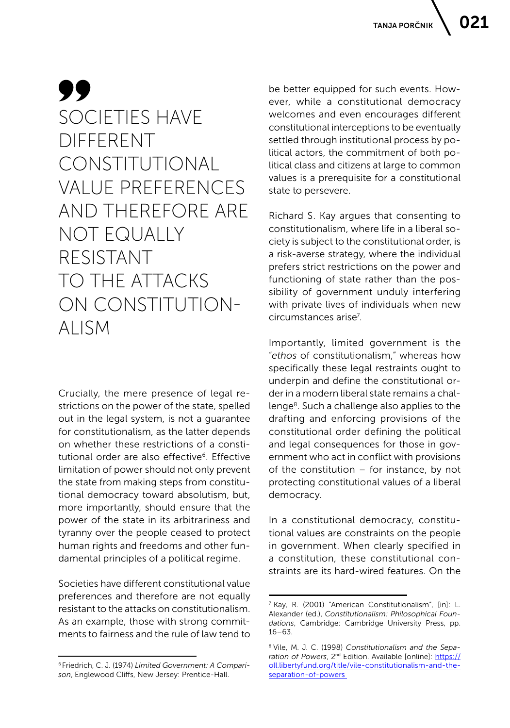> SOCIETIES HAVE DIFFERENT CONSTITUTIONAL VALUE PREFERENCES AND THEREFORE ARE NOT EQUALLY RESISTANT TO THE ATTACKS ON CONSTITUTIONALISM

Crucially, the mere presence of legal restrictions on the power of the state, spelled out in the legal system, is not a guarantee for constitutionalism, as the latter depends on whether these restrictions of a constitutional order are also effective[6]. Effective limitation of power should not only prevent the state from making steps from constitutional democracy toward absolutism, but, more importantly, should ensure that the power of the state in its arbitrariness and tyranny over the people ceased to protect human rights and freedoms and other fundamental principles of a political regime.

Societies have different constitutional value preferences and therefore are not equally resistant to the attacks on constitutionalism. As an example, those with strong commitments to fairness and the rule of law tend to be better equipped for such events. However, while a constitutional democracy welcomes and even encourages different constitutional interceptions to be eventually settled through institutional process by political actors, the commitment of both political class and citizens at large to common values is a prerequisite for a constitutional state to persevere.

Richard S. Kay argues that consenting to constitutionalism, where life in a liberal society is subject to the constitutional order, is a risk-averse strategy, where the individual prefers strict restrictions on the power and functioning of state rather than the possibility of government unduly interfering with private lives of individuals when new circumstances arise[7].

Importantly, limited government is the "*ethos* of constitutionalism," whereas how specifically these legal restraints ought to underpin and define the constitutional order in a modern liberal state remains a challenge[8]. Such a challenge also applies to the drafting and enforcing provisions of the constitutional order defining the political and legal consequences for those in government who act in conflict with provisions of the constitution – for instance, by not protecting constitutional values of a liberal democracy.

In a constitutional democracy, constitutional values are constraints on the people in government. When clearly specified in a constitution, these constitutional constraints are its hard-wired features. On the

---

[6] Friedrich, C. J. (1974) *Limited Government: A Comparison*, Englewood Cliffs, New Jersey: Prentice-Hall.

[7] Kay, R. (2001) "American Constitutionalism", [in]: L. Alexander (ed.), *Constitutionalism: Philosophical Foundations*, Cambridge: Cambridge University Press, pp. 16–63.

[8] Vile, M. J. C. (1998) *Constitutionalism and the Separation of Powers*, 2nd Edition. Available [online]: https://oll.libertyfund.org/title/vile-constitutionalism-and-the-separation-of-powers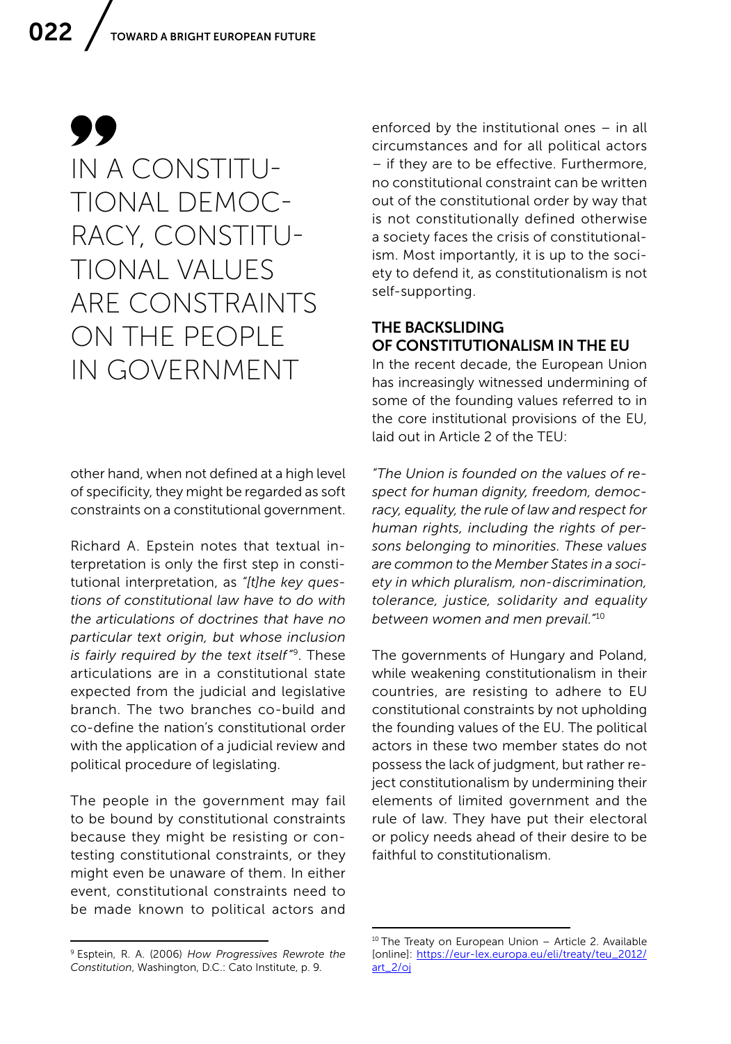> IN A CONSTITUTIONAL DEMOCRACY, CONSTITUTIONAL VALUES ARE CONSTRAINTS ON THE PEOPLE IN GOVERNMENT

other hand, when not defined at a high level of specificity, they might be regarded as soft constraints on a constitutional government.

Richard A. Epstein notes that textual interpretation is only the first step in constitutional interpretation, as *"[t]he key questions of constitutional law have to do with the articulations of doctrines that have no particular text origin, but whose inclusion is fairly required by the text itself"*[9]. These articulations are in a constitutional state expected from the judicial and legislative branch. The two branches co-build and co-define the nation's constitutional order with the application of a judicial review and political procedure of legislating.

The people in the government may fail to be bound by constitutional constraints because they might be resisting or contesting constitutional constraints, or they might even be unaware of them. In either event, constitutional constraints need to be made known to political actors and enforced by the institutional ones – in all circumstances and for all political actors – if they are to be effective. Furthermore, no constitutional constraint can be written out of the constitutional order by way that is not constitutionally defined otherwise a society faces the crisis of constitutionalism. Most importantly, it is up to the society to defend it, as constitutionalism is not self-supporting.

## THE BACKSLIDING OF CONSTITUTIONALISM IN THE EU

In the recent decade, the European Union has increasingly witnessed undermining of some of the founding values referred to in the core institutional provisions of the EU, laid out in Article 2 of the TEU:

*"The Union is founded on the values of respect for human dignity, freedom, democracy, equality, the rule of law and respect for human rights, including the rights of persons belonging to minorities. These values are common to the Member States in a society in which pluralism, non-discrimination, tolerance, justice, solidarity and equality between women and men prevail."*[10]

The governments of Hungary and Poland, while weakening constitutionalism in their countries, are resisting to adhere to EU constitutional constraints by not upholding the founding values of the EU. The political actors in these two member states do not possess the lack of judgment, but rather reject constitutionalism by undermining their elements of limited government and the rule of law. They have put their electoral or policy needs ahead of their desire to be faithful to constitutionalism.

---

[9] Esptein, R. A. (2006) *How Progressives Rewrote the Constitution*, Washington, D.C.: Cato Institute, p. 9.

[10] The Treaty on European Union – Article 2. Available [online]: https://eur-lex.europa.eu/eli/treaty/teu_2012/art_2/oj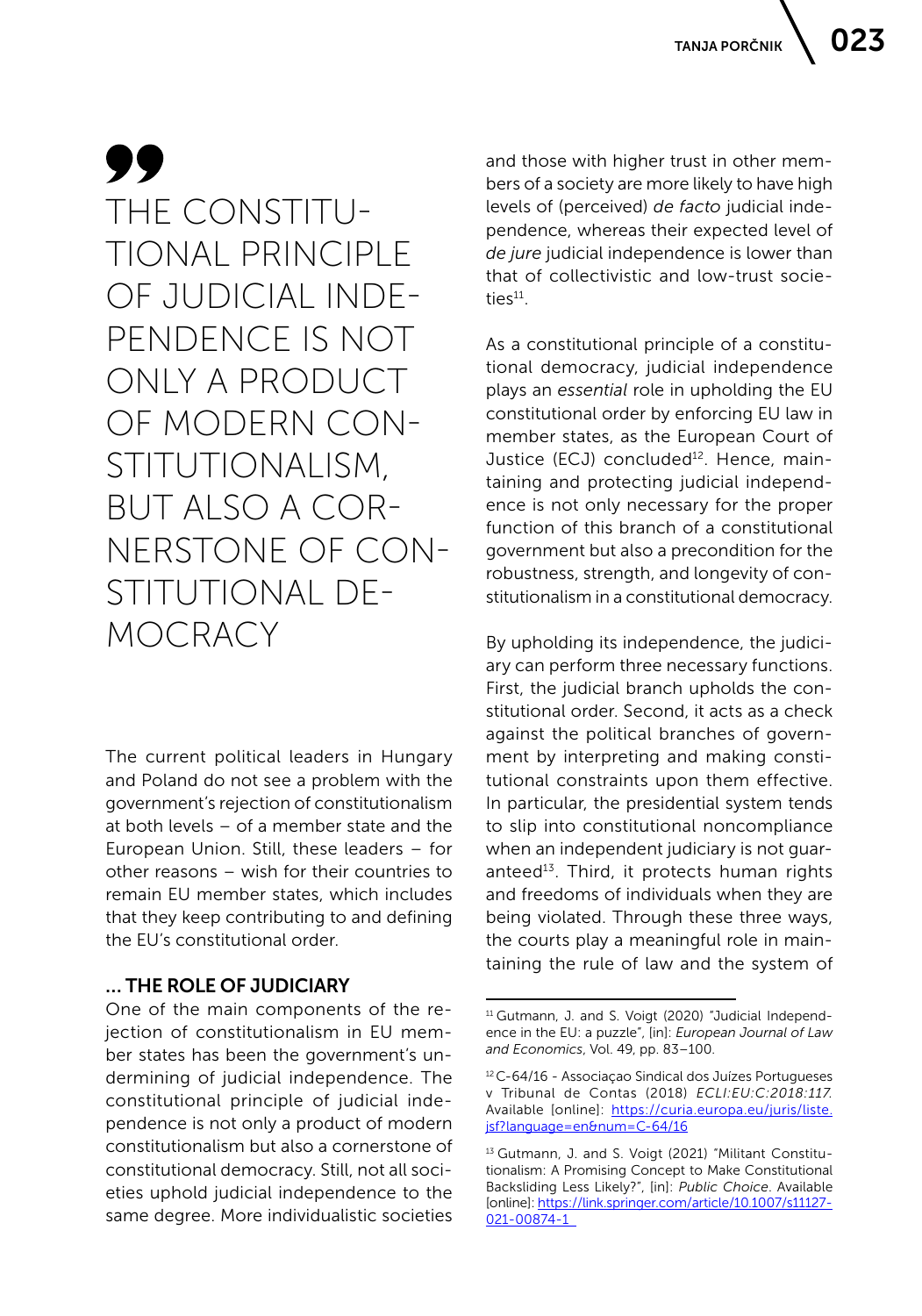> THE CONSTITUTIONAL PRINCIPLE OF JUDICIAL INDEPENDENCE IS NOT ONLY A PRODUCT OF MODERN CONSTITUTIONALISM, BUT ALSO A CORNERSTONE OF CONSTITUTIONAL DEMOCRACY

The current political leaders in Hungary and Poland do not see a problem with the government's rejection of constitutionalism at both levels – of a member state and the European Union. Still, these leaders – for other reasons – wish for their countries to remain EU member states, which includes that they keep contributing to and defining the EU's constitutional order.

### ... THE ROLE OF JUDICIARY

One of the main components of the rejection of constitutionalism in EU member states has been the government's undermining of judicial independence. The constitutional principle of judicial independence is not only a product of modern constitutionalism but also a cornerstone of constitutional democracy. Still, not all societies uphold judicial independence to the same degree. More individualistic societies and those with higher trust in other members of a society are more likely to have high levels of (perceived) *de facto* judicial independence, whereas their expected level of *de jure* judicial independence is lower than that of collectivistic and low-trust societies[11].

As a constitutional principle of a constitutional democracy, judicial independence plays an *essential* role in upholding the EU constitutional order by enforcing EU law in member states, as the European Court of Justice (ECJ) concluded[12]. Hence, maintaining and protecting judicial independence is not only necessary for the proper function of this branch of a constitutional government but also a precondition for the robustness, strength, and longevity of constitutionalism in a constitutional democracy.

By upholding its independence, the judiciary can perform three necessary functions. First, the judicial branch upholds the constitutional order. Second, it acts as a check against the political branches of government by interpreting and making constitutional constraints upon them effective. In particular, the presidential system tends to slip into constitutional noncompliance when an independent judiciary is not guaranteed[13]. Third, it protects human rights and freedoms of individuals when they are being violated. Through these three ways, the courts play a meaningful role in maintaining the rule of law and the system of

---

[11] Gutmann, J. and S. Voigt (2020) "Judicial Independence in the EU: a puzzle", [in]: *European Journal of Law and Economics*, Vol. 49, pp. 83–100.

[12] C-64/16 - Associaçao Sindical dos Juízes Portugueses v Tribunal de Contas (2018) *ECLI:EU:C:2018:117.* Available [online]: https://curia.europa.eu/juris/liste.jsf?language=en&num=C-64/16

[13] Gutmann, J. and S. Voigt (2021) "Militant Constitutionalism: A Promising Concept to Make Constitutional Backsliding Less Likely?", [in]: *Public Choice*. Available [online]: https://link.springer.com/article/10.1007/s11127-021-00874-1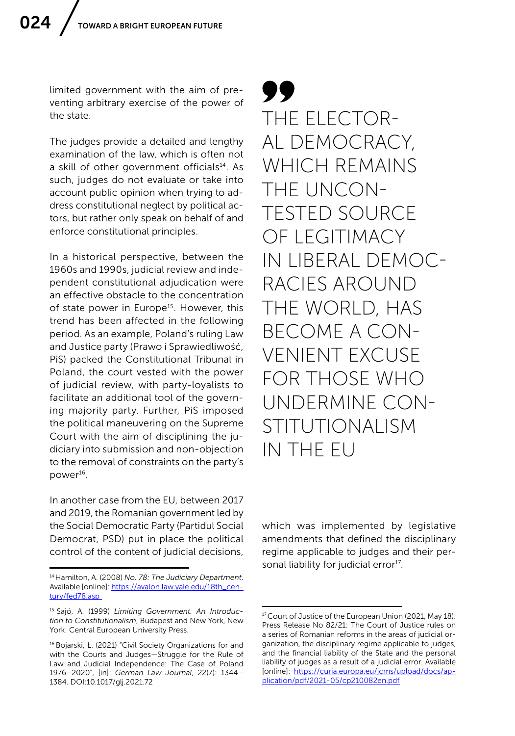limited government with the aim of preventing arbitrary exercise of the power of the state.

The judges provide a detailed and lengthy examination of the law, which is often not a skill of other government officials[14]. As such, judges do not evaluate or take into account public opinion when trying to address constitutional neglect by political actors, but rather only speak on behalf of and enforce constitutional principles.

In a historical perspective, between the 1960s and 1990s, judicial review and independent constitutional adjudication were an effective obstacle to the concentration of state power in Europe[15]. However, this trend has been affected in the following period. As an example, Poland's ruling Law and Justice party (Prawo i Sprawiedliwość, PiS) packed the Constitutional Tribunal in Poland, the court vested with the power of judicial review, with party-loyalists to facilitate an additional tool of the governing majority party. Further, PiS imposed the political maneuvering on the Supreme Court with the aim of disciplining the judiciary into submission and non-objection to the removal of constraints on the party's power[16].

> THE ELECTORAL DEMOCRACY, WHICH REMAINS THE UNCONTESTED SOURCE OF LEGITIMACY IN LIBERAL DEMOCRACIES AROUND THE WORLD, HAS BECOME A CONVENIENT EXCUSE FOR THOSE WHO UNDERMINE CONSTITUTIONALISM IN THE EU

In another case from the EU, between 2017 and 2019, the Romanian government led by the Social Democratic Party (Partidul Social Democrat, PSD) put in place the political control of the content of judicial decisions, which was implemented by legislative amendments that defined the disciplinary regime applicable to judges and their personal liability for judicial error[17].

---

[14] Hamilton, A. (2008) *No. 78: The Judiciary Department*. Available [online]: https://avalon.law.yale.edu/18th_century/fed78.asp

[15] Sajó, A. (1999) *Limiting Government. An Introduction to Constitutionalism*, Budapest and New York, New York: Central European University Press.

[16] Bojarski, Ł. (2021) "Civil Society Organizations for and with the Courts and Judges—Struggle for the Rule of Law and Judicial Independence: The Case of Poland 1976–2020", [in]: *German Law Journal*, 22(7): 1344–1384. DOI:10.1017/glj.2021.72

[17] Court of Justice of the European Union (2021, May 18). Press Release No 82/21: The Court of Justice rules on a series of Romanian reforms in the areas of judicial organization, the disciplinary regime applicable to judges, and the financial liability of the State and the personal liability of judges as a result of a judicial error. Available [online]: https://curia.europa.eu/jcms/upload/docs/application/pdf/2021-05/cp210082en.pdf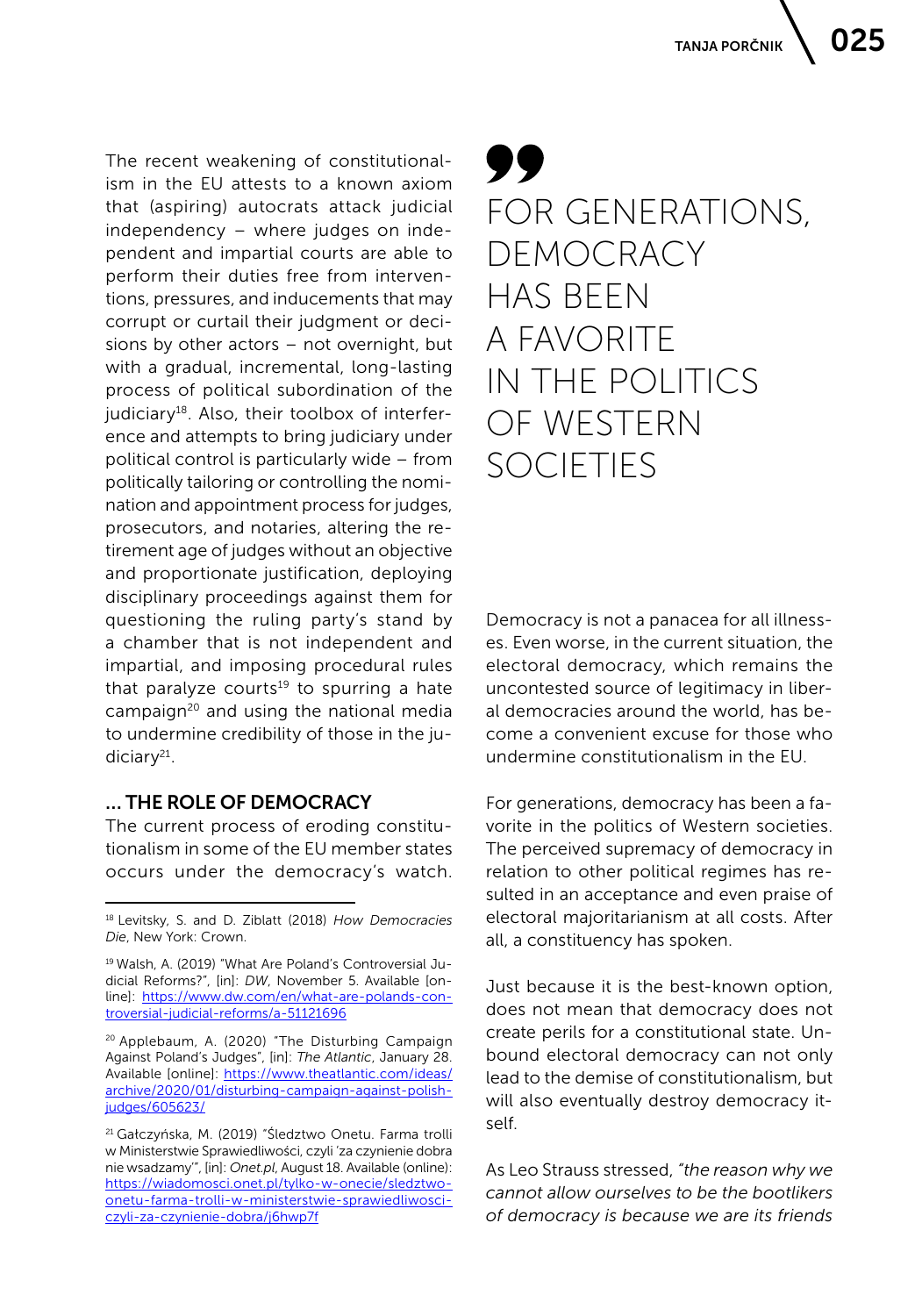The recent weakening of constitutionalism in the EU attests to a known axiom that (aspiring) autocrats attack judicial independency – where judges on independent and impartial courts are able to perform their duties free from interventions, pressures, and inducements that may corrupt or curtail their judgment or decisions by other actors – not overnight, but with a gradual, incremental, long-lasting process of political subordination of the judiciary[18]. Also, their toolbox of interference and attempts to bring judiciary under political control is particularly wide – from politically tailoring or controlling the nomination and appointment process for judges, prosecutors, and notaries, altering the retirement age of judges without an objective and proportionate justification, deploying disciplinary proceedings against them for questioning the ruling party's stand by a chamber that is not independent and impartial, and imposing procedural rules that paralyze courts[19] to spurring a hate campaign[20] and using the national media to undermine credibility of those in the judiciary[21].

## ... THE ROLE OF DEMOCRACY

The current process of eroding constitutionalism in some of the EU member states occurs under the democracy's watch.

> FOR GENERATIONS, DEMOCRACY HAS BEEN A FAVORITE IN THE POLITICS OF WESTERN SOCIETIES

Democracy is not a panacea for all illnesses. Even worse, in the current situation, the electoral democracy, which remains the uncontested source of legitimacy in liberal democracies around the world, has become a convenient excuse for those who undermine constitutionalism in the EU.

For generations, democracy has been a favorite in the politics of Western societies. The perceived supremacy of democracy in relation to other political regimes has resulted in an acceptance and even praise of electoral majoritarianism at all costs. After all, a constituency has spoken.

Just because it is the best-known option, does not mean that democracy does not create perils for a constitutional state. Unbound electoral democracy can not only lead to the demise of constitutionalism, but will also eventually destroy democracy itself.

As Leo Strauss stressed, *"the reason why we cannot allow ourselves to be the bootlikers of democracy is because we are its friends*

---

[18] Levitsky, S. and D. Ziblatt (2018) *How Democracies Die*, New York: Crown.

[19] Walsh, A. (2019) "What Are Poland's Controversial Judicial Reforms?", [in]: *DW*, November 5. Available [online]: https://www.dw.com/en/what-are-polands-controversial-judicial-reforms/a-51121696

[20] Applebaum, A. (2020) "The Disturbing Campaign Against Poland's Judges", [in]: *The Atlantic*, January 28. Available [online]: https://www.theatlantic.com/ideas/archive/2020/01/disturbing-campaign-against-polish-judges/605623/

[21] Gałczyńska, M. (2019) "Śledztwo Onetu. Farma trolli w Ministerstwie Sprawiedliwości, czyli 'za czynienie dobra nie wsadzamy'", [in]: *Onet.pl*, August 18. Available (online): https://wiadomosci.onet.pl/tylko-w-onecie/sledztwo-onetu-farma-trolli-w-ministerstwie-sprawiedliwosci-czyli-za-czynienie-dobra/j6hwp7f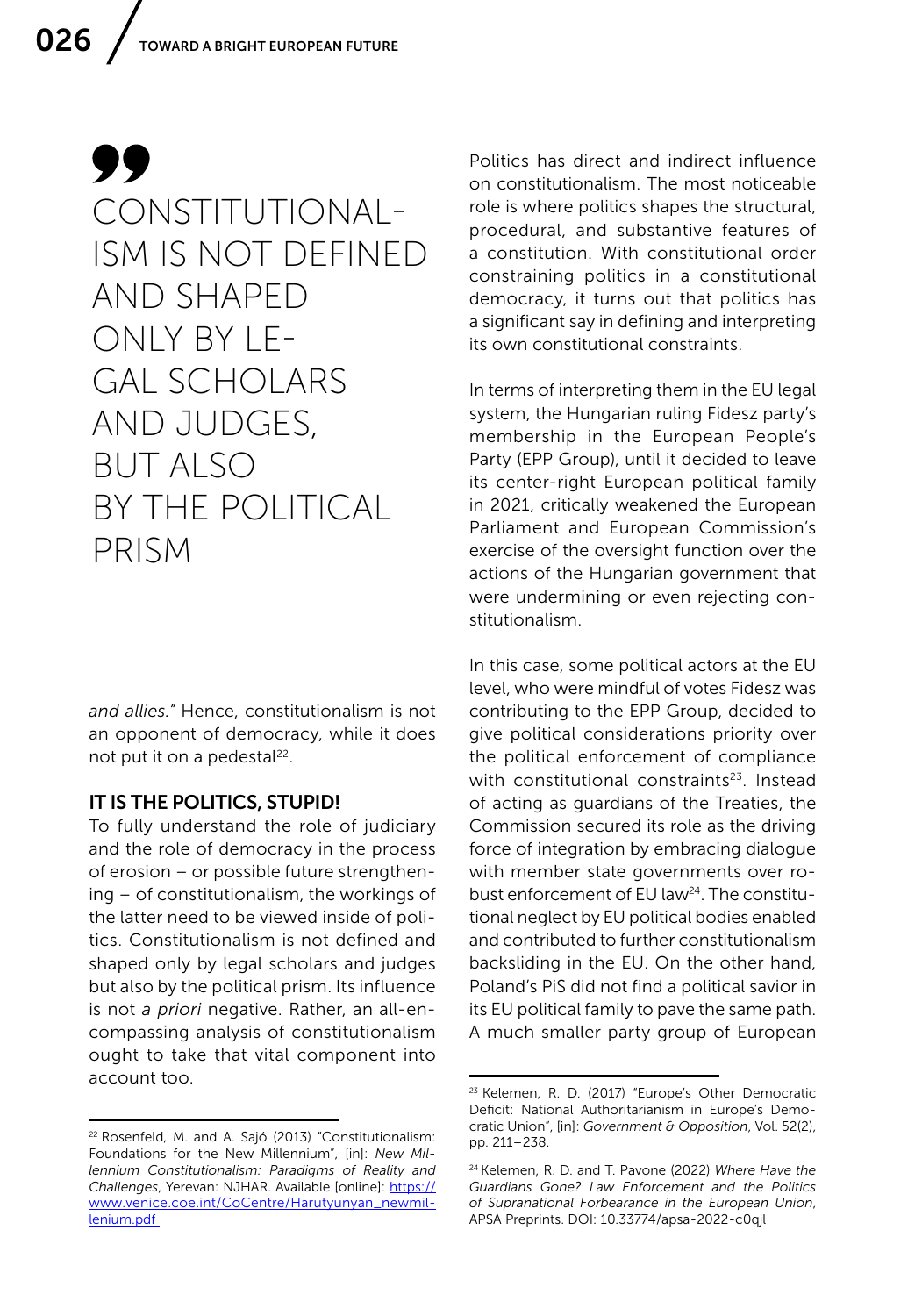> CONSTITUTIONALISM IS NOT DEFINED AND SHAPED ONLY BY LEGAL SCHOLARS AND JUDGES, BUT ALSO BY THE POLITICAL PRISM

*and allies."* Hence, constitutionalism is not an opponent of democracy, while it does not put it on a pedestal[22].

### IT IS THE POLITICS, STUPID!

To fully understand the role of judiciary and the role of democracy in the process of erosion – or possible future strengthening – of constitutionalism, the workings of the latter need to be viewed inside of politics. Constitutionalism is not defined and shaped only by legal scholars and judges but also by the political prism. Its influence is not *a priori* negative. Rather, an all-encompassing analysis of constitutionalism ought to take that vital component into account too.

Politics has direct and indirect influence on constitutionalism. The most noticeable role is where politics shapes the structural, procedural, and substantive features of a constitution. With constitutional order constraining politics in a constitutional democracy, it turns out that politics has a significant say in defining and interpreting its own constitutional constraints.

In terms of interpreting them in the EU legal system, the Hungarian ruling Fidesz party's membership in the European People's Party (EPP Group), until it decided to leave its center-right European political family in 2021, critically weakened the European Parliament and European Commission's exercise of the oversight function over the actions of the Hungarian government that were undermining or even rejecting constitutionalism.

In this case, some political actors at the EU level, who were mindful of votes Fidesz was contributing to the EPP Group, decided to give political considerations priority over the political enforcement of compliance with constitutional constraints[23]. Instead of acting as guardians of the Treaties, the Commission secured its role as the driving force of integration by embracing dialogue with member state governments over robust enforcement of EU law[24]. The constitutional neglect by EU political bodies enabled and contributed to further constitutionalism backsliding in the EU. On the other hand, Poland's PiS did not find a political savior in its EU political family to pave the same path. A much smaller party group of European

---

[22] Rosenfeld, M. and A. Sajó (2013) "Constitutionalism: Foundations for the New Millennium", [in]: *New Millennium Constitutionalism: Paradigms of Reality and Challenges*, Yerevan: NJHAR. Available [online]: [https://www.venice.coe.int/CoCentre/Harutyunyan_newmillenium.pdf](https://www.venice.coe.int/CoCentre/Harutyunyan_newmillenium.pdf)

[23] Kelemen, R. D. (2017) "Europe's Other Democratic Deficit: National Authoritarianism in Europe's Democratic Union", [in]: *Government & Opposition*, Vol. 52(2), pp. 211–238.

[24] Kelemen, R. D. and T. Pavone (2022) *Where Have the Guardians Gone? Law Enforcement and the Politics of Supranational Forbearance in the European Union*, APSA Preprints. DOI: 10.33774/apsa-2022-c0qjl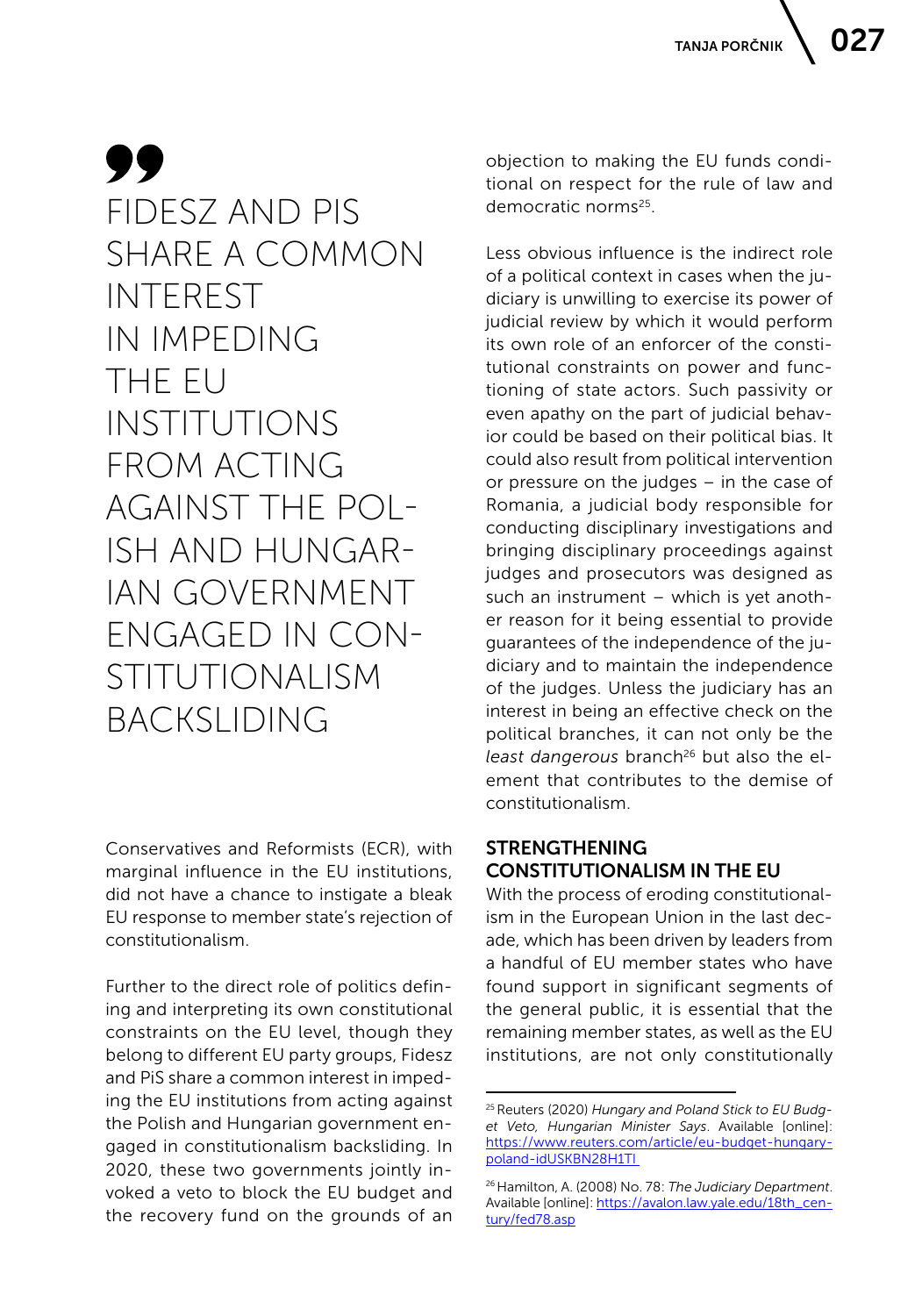> FIDESZ AND PIS SHARE A COMMON INTEREST IN IMPEDING THE EU INSTITUTIONS FROM ACTING AGAINST THE POLISH AND HUNGARIAN GOVERNMENT ENGAGED IN CONSTITUTIONALISM BACKSLIDING

Conservatives and Reformists (ECR), with marginal influence in the EU institutions, did not have a chance to instigate a bleak EU response to member state's rejection of constitutionalism.

Further to the direct role of politics defining and interpreting its own constitutional constraints on the EU level, though they belong to different EU party groups, Fidesz and PiS share a common interest in impeding the EU institutions from acting against the Polish and Hungarian government engaged in constitutionalism backsliding. In 2020, these two governments jointly invoked a veto to block the EU budget and the recovery fund on the grounds of an objection to making the EU funds conditional on respect for the rule of law and democratic norms[25].

Less obvious influence is the indirect role of a political context in cases when the judiciary is unwilling to exercise its power of judicial review by which it would perform its own role of an enforcer of the constitutional constraints on power and functioning of state actors. Such passivity or even apathy on the part of judicial behavior could be based on their political bias. It could also result from political intervention or pressure on the judges – in the case of Romania, a judicial body responsible for conducting disciplinary investigations and bringing disciplinary proceedings against judges and prosecutors was designed as such an instrument – which is yet another reason for it being essential to provide guarantees of the independence of the judiciary and to maintain the independence of the judges. Unless the judiciary has an interest in being an effective check on the political branches, it can not only be the *least dangerous* branch[26] but also the element that contributes to the demise of constitutionalism.

## STRENGTHENING CONSTITUTIONALISM IN THE EU

With the process of eroding constitutionalism in the European Union in the last decade, which has been driven by leaders from a handful of EU member states who have found support in significant segments of the general public, it is essential that the remaining member states, as well as the EU institutions, are not only constitutionally

---

[25] Reuters (2020) *Hungary and Poland Stick to EU Budget Veto, Hungarian Minister Says*. Available [online]: https://www.reuters.com/article/eu-budget-hungary-poland-idUSKBN28H1TI

[26] Hamilton, A. (2008) No. 78: *The Judiciary Department*. Available [online]: https://avalon.law.yale.edu/18th_century/fed78.asp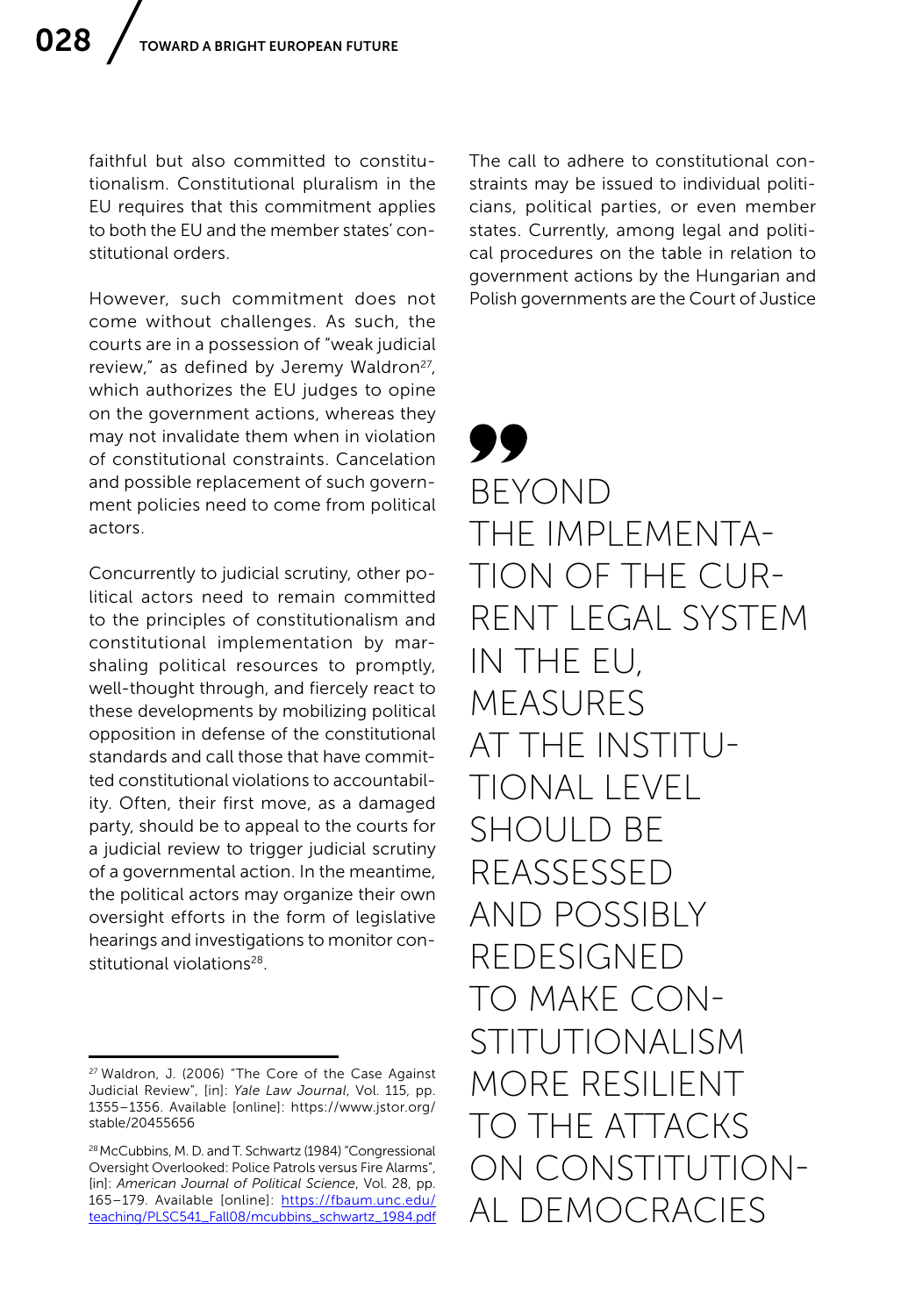faithful but also committed to constitutionalism. Constitutional pluralism in the EU requires that this commitment applies to both the EU and the member states' constitutional orders.

However, such commitment does not come without challenges. As such, the courts are in a possession of "weak judicial review," as defined by Jeremy Waldron[27], which authorizes the EU judges to opine on the government actions, whereas they may not invalidate them when in violation of constitutional constraints. Cancelation and possible replacement of such government policies need to come from political actors.

Concurrently to judicial scrutiny, other political actors need to remain committed to the principles of constitutionalism and constitutional implementation by marshaling political resources to promptly, well-thought through, and fiercely react to these developments by mobilizing political opposition in defense of the constitutional standards and call those that have committed constitutional violations to accountability. Often, their first move, as a damaged party, should be to appeal to the courts for a judicial review to trigger judicial scrutiny of a governmental action. In the meantime, the political actors may organize their own oversight efforts in the form of legislative hearings and investigations to monitor constitutional violations[28].

The call to adhere to constitutional constraints may be issued to individual politicians, political parties, or even member states. Currently, among legal and political procedures on the table in relation to government actions by the Hungarian and Polish governments are the Court of Justice

> BEYOND THE IMPLEMENTATION OF THE CURRENT LEGAL SYSTEM IN THE EU, MEASURES AT THE INSTITUTIONAL LEVEL SHOULD BE REASSESSED AND POSSIBLY REDESIGNED TO MAKE CONSTITUTIONALISM MORE RESILIENT TO THE ATTACKS ON CONSTITUTIONAL DEMOCRACIES

---

[27] Waldron, J. (2006) "The Core of the Case Against Judicial Review", [in]: *Yale Law Journal*, Vol. 115, pp. 1355–1356. Available [online]: https://www.jstor.org/stable/20455656

[28] McCubbins, M. D. and T. Schwartz (1984) "Congressional Oversight Overlooked: Police Patrols versus Fire Alarms", [in]: *American Journal of Political Science*, Vol. 28, pp. 165–179. Available [online]: https://fbaum.unc.edu/teaching/PLSC541_Fall08/mcubbins_schwartz_1984.pdf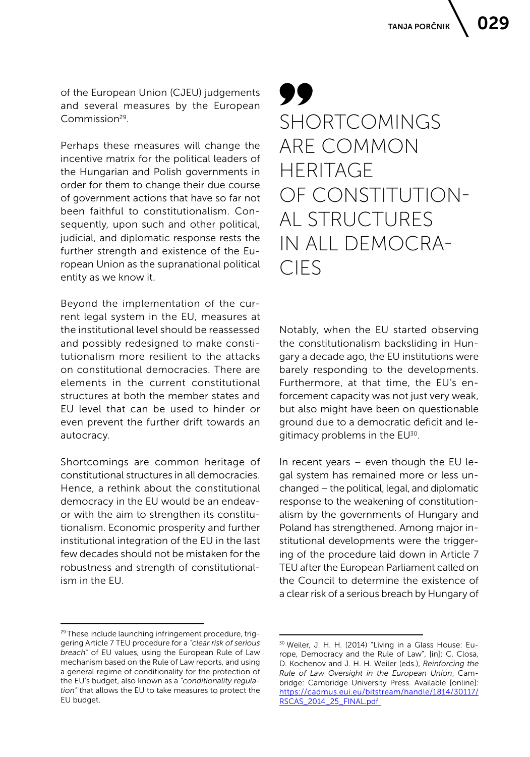of the European Union (CJEU) judgements and several measures by the European Commission[29].

Perhaps these measures will change the incentive matrix for the political leaders of the Hungarian and Polish governments in order for them to change their due course of government actions that have so far not been faithful to constitutionalism. Consequently, upon such and other political, judicial, and diplomatic response rests the further strength and existence of the European Union as the supranational political entity as we know it.

Beyond the implementation of the current legal system in the EU, measures at the institutional level should be reassessed and possibly redesigned to make constitutionalism more resilient to the attacks on constitutional democracies. There are elements in the current constitutional structures at both the member states and EU level that can be used to hinder or even prevent the further drift towards an autocracy.

Shortcomings are common heritage of constitutional structures in all democracies. Hence, a rethink about the constitutional democracy in the EU would be an endeavor with the aim to strengthen its constitutionalism. Economic prosperity and further institutional integration of the EU in the last few decades should not be mistaken for the robustness and strength of constitutionalism in the EU.

> SHORTCOMINGS ARE COMMON HERITAGE OF CONSTITUTIONAL STRUCTURES IN ALL DEMOCRACIES

Notably, when the EU started observing the constitutionalism backsliding in Hungary a decade ago, the EU institutions were barely responding to the developments. Furthermore, at that time, the EU's enforcement capacity was not just very weak, but also might have been on questionable ground due to a democratic deficit and legitimacy problems in the EU[30].

In recent years – even though the EU legal system has remained more or less unchanged – the political, legal, and diplomatic response to the weakening of constitutionalism by the governments of Hungary and Poland has strengthened. Among major institutional developments were the triggering of the procedure laid down in Article 7 TEU after the European Parliament called on the Council to determine the existence of a clear risk of a serious breach by Hungary of

---

[29] These include launching infringement procedure, triggering Article 7 TEU procedure for a *"clear risk of serious breach"* of EU values, using the European Rule of Law mechanism based on the Rule of Law reports, and using a general regime of conditionality for the protection of the EU's budget, also known as a *"conditionality regulation"* that allows the EU to take measures to protect the EU budget.

[30] Weiler, J. H. H. (2014) "Living in a Glass House: Europe, Democracy and the Rule of Law", [in]: C. Closa, D. Kochenov and J. H. H. Weiler (eds.), *Reinforcing the Rule of Law Oversight in the European Union*, Cambridge: Cambridge University Press. Available [online]: https://cadmus.eui.eu/bitstream/handle/1814/30117/RSCAS_2014_25_FINAL.pdf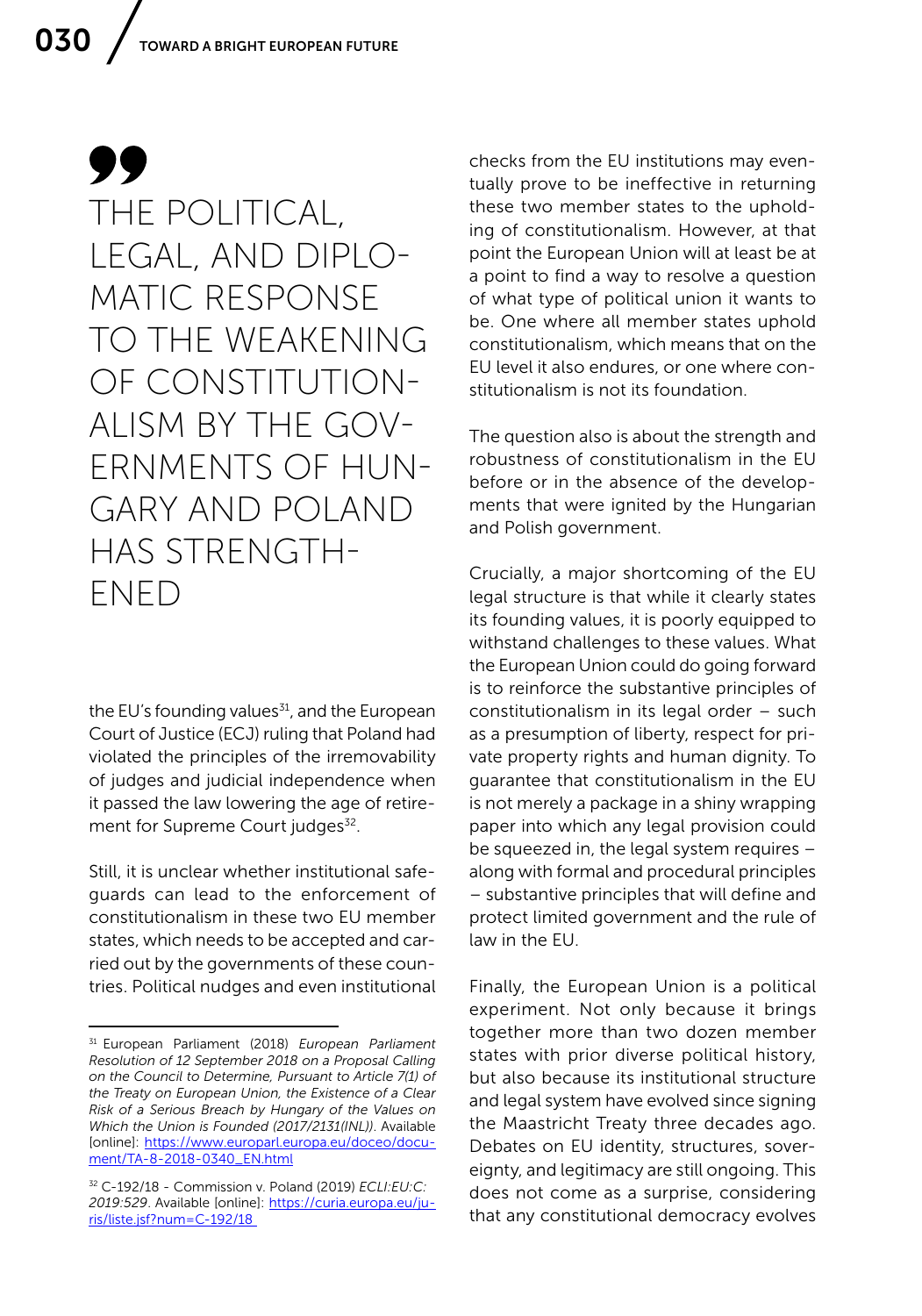> THE POLITICAL, LEGAL, AND DIPLOMATIC RESPONSE TO THE WEAKENING OF CONSTITUTIONALISM BY THE GOVERNMENTS OF HUNGARY AND POLAND HAS STRENGTHENED

the EU's founding values[31], and the European Court of Justice (ECJ) ruling that Poland had violated the principles of the irremovability of judges and judicial independence when it passed the law lowering the age of retirement for Supreme Court judges[32].

Still, it is unclear whether institutional safeguards can lead to the enforcement of constitutionalism in these two EU member states, which needs to be accepted and carried out by the governments of these countries. Political nudges and even institutional checks from the EU institutions may eventually prove to be ineffective in returning these two member states to the upholding of constitutionalism. However, at that point the European Union will at least be at a point to find a way to resolve a question of what type of political union it wants to be. One where all member states uphold constitutionalism, which means that on the EU level it also endures, or one where constitutionalism is not its foundation.

The question also is about the strength and robustness of constitutionalism in the EU before or in the absence of the developments that were ignited by the Hungarian and Polish government.

Crucially, a major shortcoming of the EU legal structure is that while it clearly states its founding values, it is poorly equipped to withstand challenges to these values. What the European Union could do going forward is to reinforce the substantive principles of constitutionalism in its legal order – such as a presumption of liberty, respect for private property rights and human dignity. To guarantee that constitutionalism in the EU is not merely a package in a shiny wrapping paper into which any legal provision could be squeezed in, the legal system requires – along with formal and procedural principles – substantive principles that will define and protect limited government and the rule of law in the EU.

Finally, the European Union is a political experiment. Not only because it brings together more than two dozen member states with prior diverse political history, but also because its institutional structure and legal system have evolved since signing the Maastricht Treaty three decades ago. Debates on EU identity, structures, sovereignty, and legitimacy are still ongoing. This does not come as a surprise, considering that any constitutional democracy evolves

---

[31] European Parliament (2018) *European Parliament Resolution of 12 September 2018 on a Proposal Calling on the Council to Determine, Pursuant to Article 7(1) of the Treaty on European Union, the Existence of a Clear Risk of a Serious Breach by Hungary of the Values on Which the Union is Founded (2017/2131(INL))*. Available [online]: https://www.europarl.europa.eu/doceo/document/TA-8-2018-0340_EN.html

[32] C-192/18 - Commission v. Poland (2019) *ECLI:EU:C:2019:529*. Available [online]: https://curia.europa.eu/juris/liste.jsf?num=C-192/18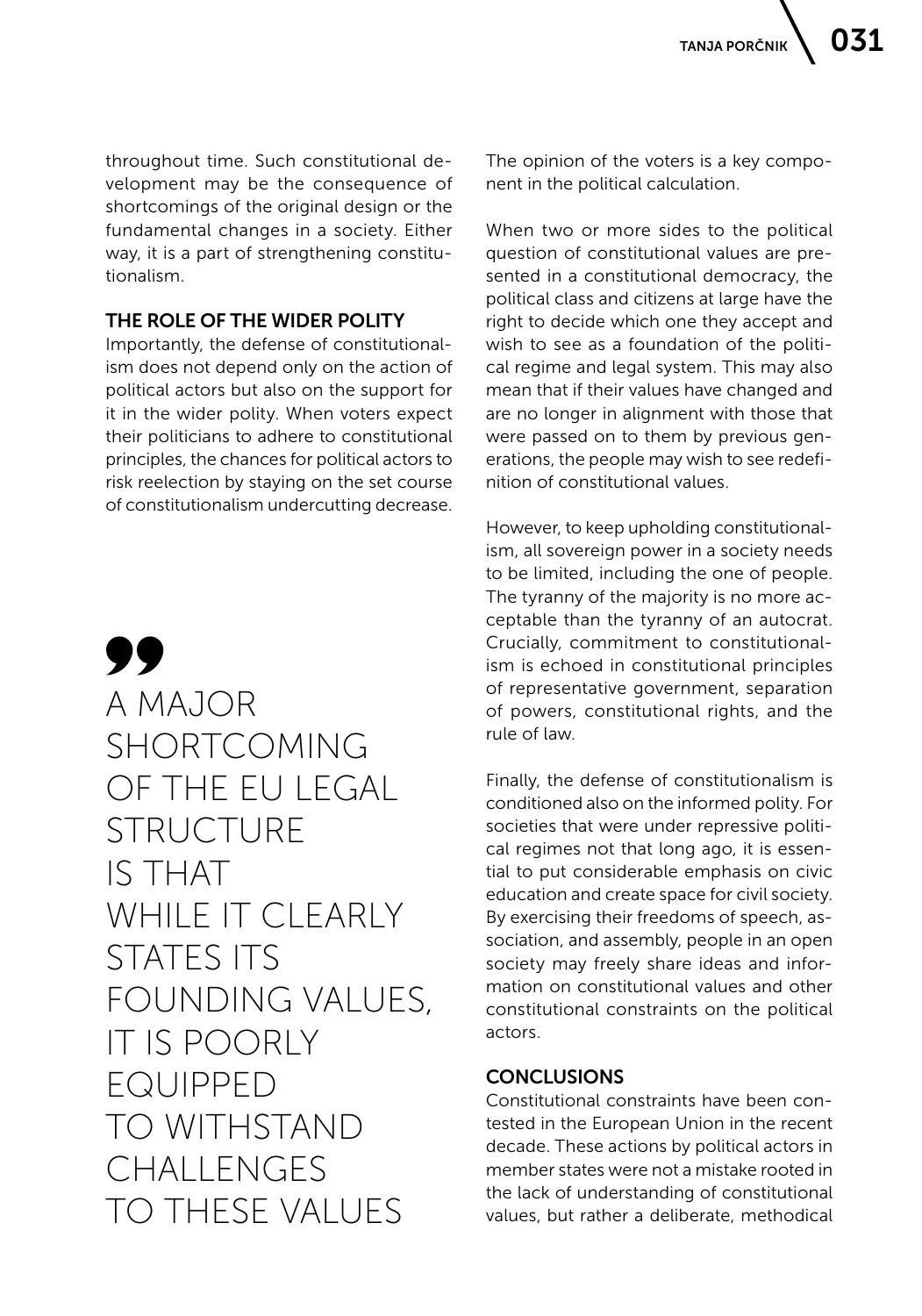throughout time. Such constitutional development may be the consequence of shortcomings of the original design or the fundamental changes in a society. Either way, it is a part of strengthening constitutionalism.

### THE ROLE OF THE WIDER POLITY

Importantly, the defense of constitutionalism does not depend only on the action of political actors but also on the support for it in the wider polity. When voters expect their politicians to adhere to constitutional principles, the chances for political actors to risk reelection by staying on the set course of constitutionalism undercutting decrease.

> A MAJOR SHORTCOMING OF THE EU LEGAL STRUCTURE IS THAT WHILE IT CLEARLY STATES ITS FOUNDING VALUES, IT IS POORLY EQUIPPED TO WITHSTAND CHALLENGES TO THESE VALUES

The opinion of the voters is a key component in the political calculation.

When two or more sides to the political question of constitutional values are presented in a constitutional democracy, the political class and citizens at large have the right to decide which one they accept and wish to see as a foundation of the political regime and legal system. This may also mean that if their values have changed and are no longer in alignment with those that were passed on to them by previous generations, the people may wish to see redefinition of constitutional values.

However, to keep upholding constitutionalism, all sovereign power in a society needs to be limited, including the one of people. The tyranny of the majority is no more acceptable than the tyranny of an autocrat. Crucially, commitment to constitutionalism is echoed in constitutional principles of representative government, separation of powers, constitutional rights, and the rule of law.

Finally, the defense of constitutionalism is conditioned also on the informed polity. For societies that were under repressive political regimes not that long ago, it is essential to put considerable emphasis on civic education and create space for civil society. By exercising their freedoms of speech, association, and assembly, people in an open society may freely share ideas and information on constitutional values and other constitutional constraints on the political actors.

### CONCLUSIONS

Constitutional constraints have been contested in the European Union in the recent decade. These actions by political actors in member states were not a mistake rooted in the lack of understanding of constitutional values, but rather a deliberate, methodical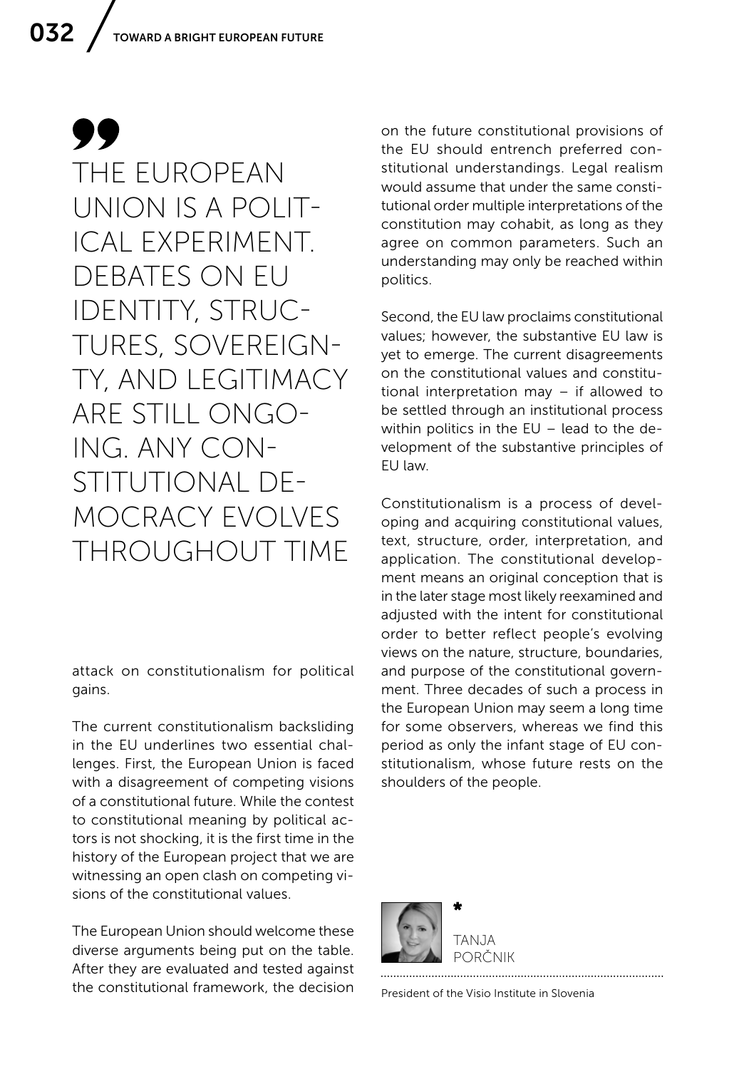> THE EUROPEAN UNION IS A POLITICAL EXPERIMENT. DEBATES ON EU IDENTITY, STRUCTURES, SOVEREIGNTY, AND LEGITIMACY ARE STILL ONGOING. ANY CONSTITUTIONAL DEMOCRACY EVOLVES THROUGHOUT TIME

attack on constitutionalism for political gains.

The current constitutionalism backsliding in the EU underlines two essential challenges. First, the European Union is faced with a disagreement of competing visions of a constitutional future. While the contest to constitutional meaning by political actors is not shocking, it is the first time in the history of the European project that we are witnessing an open clash on competing visions of the constitutional values.

The European Union should welcome these diverse arguments being put on the table. After they are evaluated and tested against the constitutional framework, the decision on the future constitutional provisions of the EU should entrench preferred constitutional understandings. Legal realism would assume that under the same constitutional order multiple interpretations of the constitution may cohabit, as long as they agree on common parameters. Such an understanding may only be reached within politics.

Second, the EU law proclaims constitutional values; however, the substantive EU law is yet to emerge. The current disagreements on the constitutional values and constitutional interpretation may – if allowed to be settled through an institutional process within politics in the EU – lead to the development of the substantive principles of EU law.

Constitutionalism is a process of developing and acquiring constitutional values, text, structure, order, interpretation, and application. The constitutional development means an original conception that is in the later stage most likely reexamined and adjusted with the intent for constitutional order to better reflect people's evolving views on the nature, structure, boundaries, and purpose of the constitutional government. Three decades of such a process in the European Union may seem a long time for some observers, whereas we find this period as only the infant stage of EU constitutionalism, whose future rests on the shoulders of the people.

*

TANJA PORČNIK

President of the Visio Institute in Slovenia